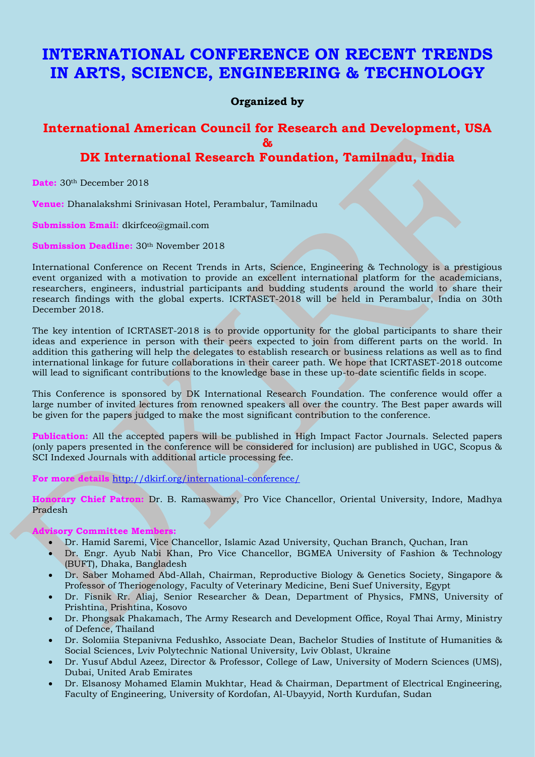# INTERNATIONAL CONFERENCE ON RECENT TRENDS IN ARTS, SCIENCE, ENGINEERING & TECHNOLOGY

**Organized by**

## International American Council for Research and Development, USA
## &
## DK International Research Foundation, Tamilnadu, India

**Date:** 30th December 2018

**Venue:** Dhanalakshmi Srinivasan Hotel, Perambalur, Tamilnadu

**Submission Email:** dkirfceo@gmail.com

**Submission Deadline:** 30th November 2018

International Conference on Recent Trends in Arts, Science, Engineering & Technology is a prestigious event organized with a motivation to provide an excellent international platform for the academicians, researchers, engineers, industrial participants and budding students around the world to share their research findings with the global experts. ICRTASET-2018 will be held in Perambalur, India on 30th December 2018.

The key intention of ICRTASET-2018 is to provide opportunity for the global participants to share their ideas and experience in person with their peers expected to join from different parts on the world. In addition this gathering will help the delegates to establish research or business relations as well as to find international linkage for future collaborations in their career path. We hope that ICRTASET-2018 outcome will lead to significant contributions to the knowledge base in these up-to-date scientific fields in scope.

This Conference is sponsored by DK International Research Foundation. The conference would offer a large number of invited lectures from renowned speakers all over the country. The Best paper awards will be given for the papers judged to make the most significant contribution to the conference.

**Publication:** All the accepted papers will be published in High Impact Factor Journals. Selected papers (only papers presented in the conference will be considered for inclusion) are published in UGC, Scopus & SCI Indexed Journals with additional article processing fee.

**For more details** http://dkirf.org/international-conference/

**Honorary Chief Patron:** Dr. B. Ramaswamy, Pro Vice Chancellor, Oriental University, Indore, Madhya Pradesh

**Advisory Committee Members:**

- Dr. Hamid Saremi, Vice Chancellor, Islamic Azad University, Quchan Branch, Quchan, Iran
- Dr. Engr. Ayub Nabi Khan, Pro Vice Chancellor, BGMEA University of Fashion & Technology (BUFT), Dhaka, Bangladesh
- Dr. Saber Mohamed Abd-Allah, Chairman, Reproductive Biology & Genetics Society, Singapore & Professor of Theriogenology, Faculty of Veterinary Medicine, Beni Suef University, Egypt
- Dr. Fisnik Rr. Aliaj, Senior Researcher & Dean, Department of Physics, FMNS, University of Prishtina, Prishtina, Kosovo
- Dr. Phongsak Phakamach, The Army Research and Development Office, Royal Thai Army, Ministry of Defence, Thailand
- Dr. Solomiia Stepanivna Fedushko, Associate Dean, Bachelor Studies of Institute of Humanities & Social Sciences, Lviv Polytechnic National University, Lviv Oblast, Ukraine
- Dr. Yusuf Abdul Azeez, Director & Professor, College of Law, University of Modern Sciences (UMS), Dubai, United Arab Emirates
- Dr. Elsanosy Mohamed Elamin Mukhtar, Head & Chairman, Department of Electrical Engineering, Faculty of Engineering, University of Kordofan, Al-Ubayyid, North Kurdufan, Sudan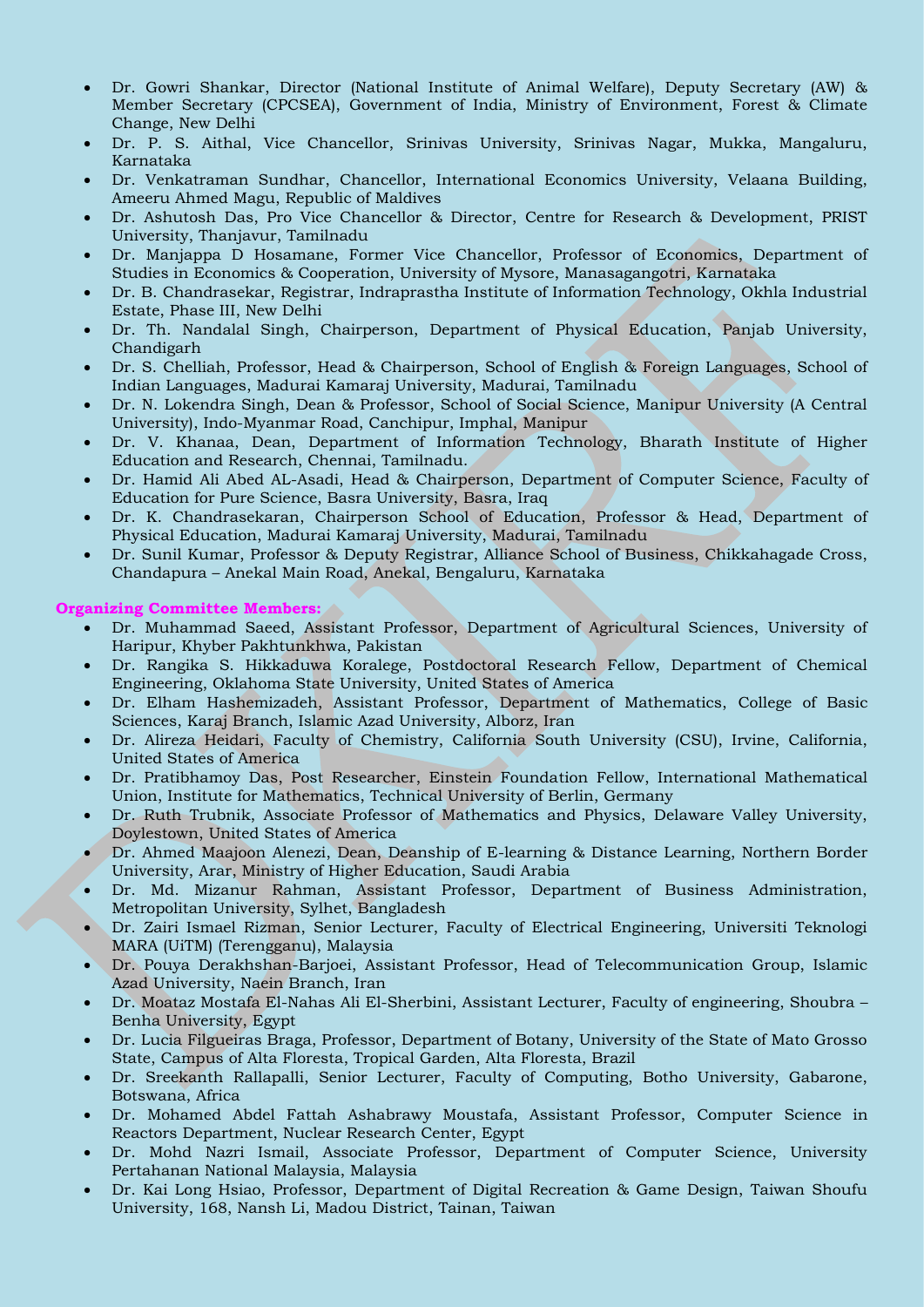- Dr. Gowri Shankar, Director (National Institute of Animal Welfare), Deputy Secretary (AW) & Member Secretary (CPCSEA), Government of India, Ministry of Environment, Forest & Climate Change, New Delhi
- Dr. P. S. Aithal, Vice Chancellor, Srinivas University, Srinivas Nagar, Mukka, Mangaluru, Karnataka
- Dr. Venkatraman Sundhar, Chancellor, International Economics University, Velaana Building, Ameeru Ahmed Magu, Republic of Maldives
- Dr. Ashutosh Das, Pro Vice Chancellor & Director, Centre for Research & Development, PRIST University, Thanjavur, Tamilnadu
- Dr. Manjappa D Hosamane, Former Vice Chancellor, Professor of Economics, Department of Studies in Economics & Cooperation, University of Mysore, Manasagangotri, Karnataka
- Dr. B. Chandrasekar, Registrar, Indraprastha Institute of Information Technology, Okhla Industrial Estate, Phase III, New Delhi
- Dr. Th. Nandalal Singh, Chairperson, Department of Physical Education, Panjab University, Chandigarh
- Dr. S. Chelliah, Professor, Head & Chairperson, School of English & Foreign Languages, School of Indian Languages, Madurai Kamaraj University, Madurai, Tamilnadu
- Dr. N. Lokendra Singh, Dean & Professor, School of Social Science, Manipur University (A Central University), Indo-Myanmar Road, Canchipur, Imphal, Manipur
- Dr. V. Khanaa, Dean, Department of Information Technology, Bharath Institute of Higher Education and Research, Chennai, Tamilnadu.
- Dr. Hamid Ali Abed AL-Asadi, Head & Chairperson, Department of Computer Science, Faculty of Education for Pure Science, Basra University, Basra, Iraq
- Dr. K. Chandrasekaran, Chairperson School of Education, Professor & Head, Department of Physical Education, Madurai Kamaraj University, Madurai, Tamilnadu
- Dr. Sunil Kumar, Professor & Deputy Registrar, Alliance School of Business, Chikkahagade Cross, Chandapura – Anekal Main Road, Anekal, Bengaluru, Karnataka

**Organizing Committee Members:**

- Dr. Muhammad Saeed, Assistant Professor, Department of Agricultural Sciences, University of Haripur, Khyber Pakhtunkhwa, Pakistan
- Dr. Rangika S. Hikkaduwa Koralege, Postdoctoral Research Fellow, Department of Chemical Engineering, Oklahoma State University, United States of America
- Dr. Elham Hashemizadeh, Assistant Professor, Department of Mathematics, College of Basic Sciences, Karaj Branch, Islamic Azad University, Alborz, Iran
- Dr. Alireza Heidari, Faculty of Chemistry, California South University (CSU), Irvine, California, United States of America
- Dr. Pratibhamoy Das, Post Researcher, Einstein Foundation Fellow, International Mathematical Union, Institute for Mathematics, Technical University of Berlin, Germany
- Dr. Ruth Trubnik, Associate Professor of Mathematics and Physics, Delaware Valley University, Doylestown, United States of America
- Dr. Ahmed Maajoon Alenezi, Dean, Deanship of E-learning & Distance Learning, Northern Border University, Arar, Ministry of Higher Education, Saudi Arabia
- Dr. Md. Mizanur Rahman, Assistant Professor, Department of Business Administration, Metropolitan University, Sylhet, Bangladesh
- Dr. Zairi Ismael Rizman, Senior Lecturer, Faculty of Electrical Engineering, Universiti Teknologi MARA (UiTM) (Terengganu), Malaysia
- Dr. Pouya Derakhshan-Barjoei, Assistant Professor, Head of Telecommunication Group, Islamic Azad University, Naein Branch, Iran
- Dr. Moataz Mostafa El-Nahas Ali El-Sherbini, Assistant Lecturer, Faculty of engineering, Shoubra – Benha University, Egypt
- Dr. Lucia Filgueiras Braga, Professor, Department of Botany, University of the State of Mato Grosso State, Campus of Alta Floresta, Tropical Garden, Alta Floresta, Brazil
- Dr. Sreekanth Rallapalli, Senior Lecturer, Faculty of Computing, Botho University, Gabarone, Botswana, Africa
- Dr. Mohamed Abdel Fattah Ashabrawy Moustafa, Assistant Professor, Computer Science in Reactors Department, Nuclear Research Center, Egypt
- Dr. Mohd Nazri Ismail, Associate Professor, Department of Computer Science, University Pertahanan National Malaysia, Malaysia
- Dr. Kai Long Hsiao, Professor, Department of Digital Recreation & Game Design, Taiwan Shoufu University, 168, Nansh Li, Madou District, Tainan, Taiwan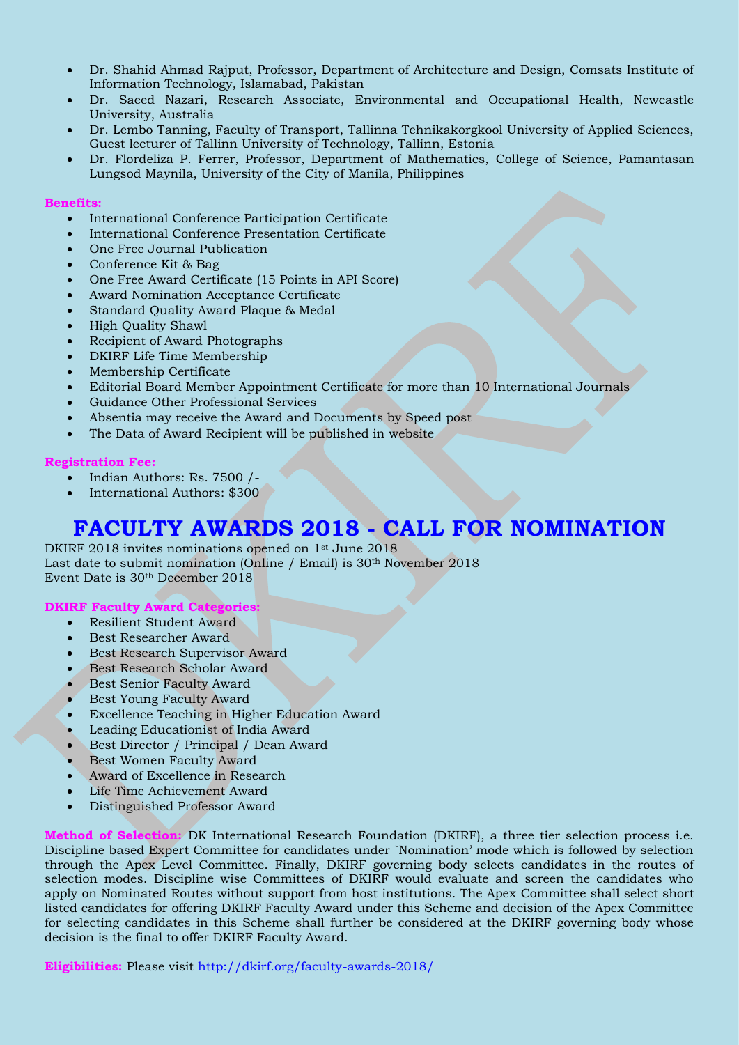- Dr. Shahid Ahmad Rajput, Professor, Department of Architecture and Design, Comsats Institute of Information Technology, Islamabad, Pakistan
- Dr. Saeed Nazari, Research Associate, Environmental and Occupational Health, Newcastle University, Australia
- Dr. Lembo Tanning, Faculty of Transport, Tallinna Tehnikakorgkool University of Applied Sciences, Guest lecturer of Tallinn University of Technology, Tallinn, Estonia
- Dr. Flordeliza P. Ferrer, Professor, Department of Mathematics, College of Science, Pamantasan Lungsod Maynila, University of the City of Manila, Philippines

**Benefits:**

- International Conference Participation Certificate
- International Conference Presentation Certificate
- One Free Journal Publication
- Conference Kit & Bag
- One Free Award Certificate (15 Points in API Score)
- Award Nomination Acceptance Certificate
- Standard Quality Award Plaque & Medal
- High Quality Shawl
- Recipient of Award Photographs
- DKIRF Life Time Membership
- Membership Certificate
- Editorial Board Member Appointment Certificate for more than 10 International Journals
- Guidance Other Professional Services
- Absentia may receive the Award and Documents by Speed post
- The Data of Award Recipient will be published in website

**Registration Fee:**

- Indian Authors: Rs. 7500 /-
- International Authors: $300

# FACULTY AWARDS 2018 - CALL FOR NOMINATION

DKIRF 2018 invites nominations opened on 1st June 2018
Last date to submit nomination (Online / Email) is 30th November 2018
Event Date is 30th December 2018

**DKIRF Faculty Award Categories:**

- Resilient Student Award
- Best Researcher Award
- Best Research Supervisor Award
- Best Research Scholar Award
- Best Senior Faculty Award
- Best Young Faculty Award
- Excellence Teaching in Higher Education Award
- Leading Educationist of India Award
- Best Director / Principal / Dean Award
- Best Women Faculty Award
- Award of Excellence in Research
- Life Time Achievement Award
- Distinguished Professor Award

**Method of Selection:** DK International Research Foundation (DKIRF), a three tier selection process i.e. Discipline based Expert Committee for candidates under `Nomination' mode which is followed by selection through the Apex Level Committee. Finally, DKIRF governing body selects candidates in the routes of selection modes. Discipline wise Committees of DKIRF would evaluate and screen the candidates who apply on Nominated Routes without support from host institutions. The Apex Committee shall select short listed candidates for offering DKIRF Faculty Award under this Scheme and decision of the Apex Committee for selecting candidates in this Scheme shall further be considered at the DKIRF governing body whose decision is the final to offer DKIRF Faculty Award.

**Eligibilities:** Please visit http://dkirf.org/faculty-awards-2018/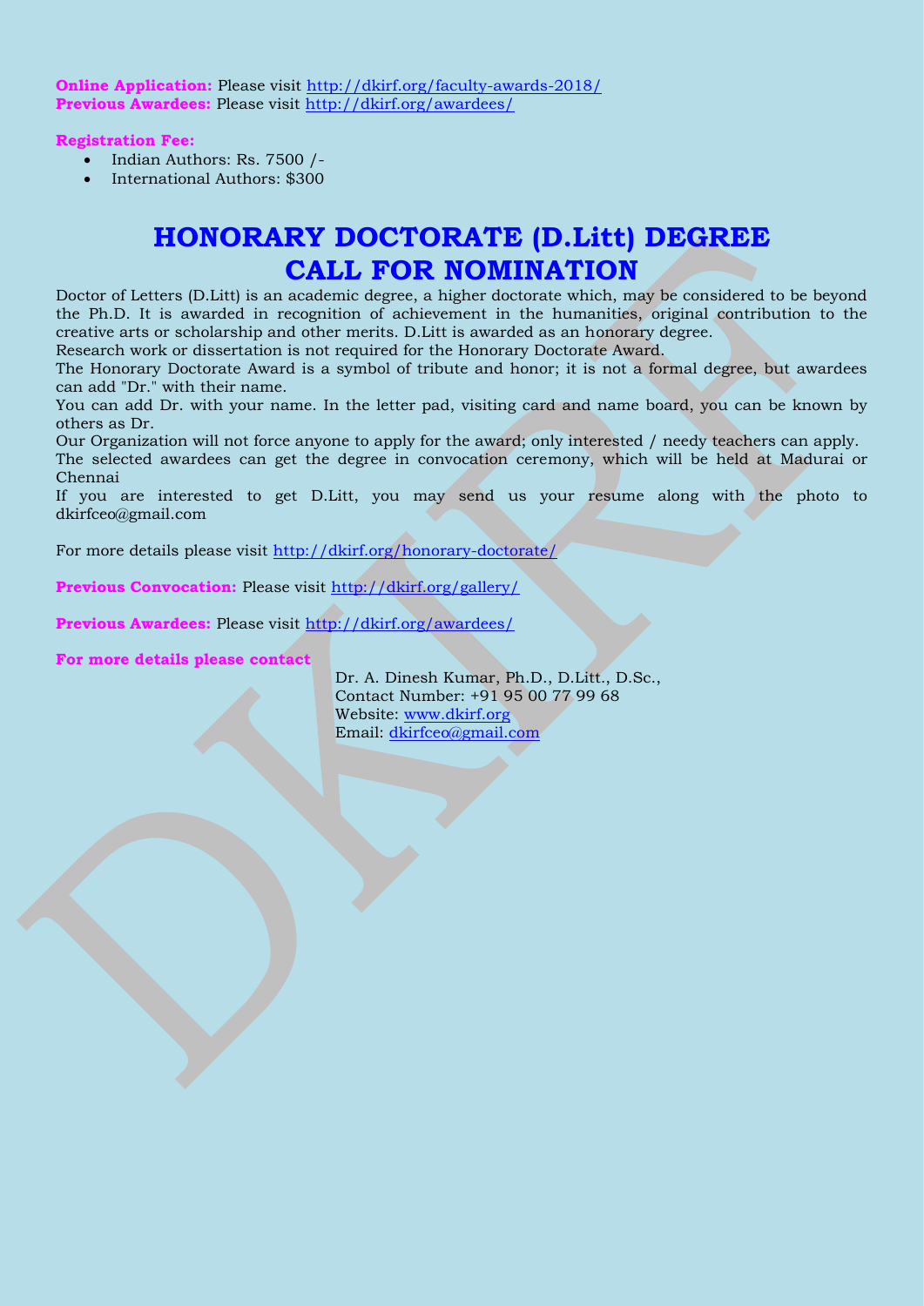**Online Application:** Please visit http://dkirf.org/faculty-awards-2018/
**Previous Awardees:** Please visit http://dkirf.org/awardees/

**Registration Fee:**

- Indian Authors: Rs. 7500 /-
- International Authors: $300

# HONORARY DOCTORATE (D.Litt) DEGREE CALL FOR NOMINATION

Doctor of Letters (D.Litt) is an academic degree, a higher doctorate which, may be considered to be beyond the Ph.D. It is awarded in recognition of achievement in the humanities, original contribution to the creative arts or scholarship and other merits. D.Litt is awarded as an honorary degree.
Research work or dissertation is not required for the Honorary Doctorate Award.
The Honorary Doctorate Award is a symbol of tribute and honor; it is not a formal degree, but awardees can add "Dr." with their name.
You can add Dr. with your name. In the letter pad, visiting card and name board, you can be known by others as Dr.
Our Organization will not force anyone to apply for the award; only interested / needy teachers can apply.
The selected awardees can get the degree in convocation ceremony, which will be held at Madurai or Chennai
If you are interested to get D.Litt, you may send us your resume along with the photo to dkirfceo@gmail.com

For more details please visit http://dkirf.org/honorary-doctorate/

**Previous Convocation:** Please visit http://dkirf.org/gallery/

**Previous Awardees:** Please visit http://dkirf.org/awardees/

**For more details please contact**

Dr. A. Dinesh Kumar, Ph.D., D.Litt., D.Sc.,
Contact Number: +91 95 00 77 99 68
Website: www.dkirf.org
Email: dkirfceo@gmail.com